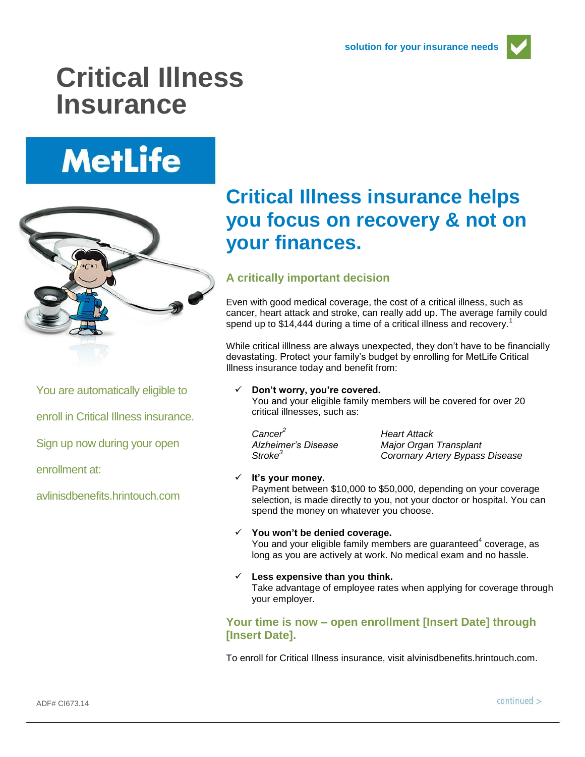solution for your insurance needs

# Critical Illness Insurance

MetLife

You are automatically eligible to enroll in Critical Illness insurance. Sign up now during your open enrollment at:

avlinisdbenefits.hrintouch.com

## Critical Illness insurance helps you focus on recovery & not on your finances.

### A critically important decision

Even with good medical coverage, the cost of a critical illness, such as cancer, heart attack and stroke, can really add up. The average family could spend up to $14,444 during a time of a critical illness and recovery.[1]

While critical illlness are always unexpected, they don't have to be financially devastating. Protect your family's budget by enrolling for MetLife Critical Illness insurance today and benefit from:

- ✓ **Don't worry, you're covered.**
  You and your eligible family members will be covered for over 20 critical illnesses, such as:

  | | |
  |---|---|
  | *Cancer*[2] | *Heart Attack* |
  | *Alzheimer's Disease* | *Major Organ Transplant* |
  | *Stroke*[3] | *Corornary Artery Bypass Disease* |

- ✓ **It's your money.**
  Payment between $10,000 to $50,000, depending on your coverage selection, is made directly to you, not your doctor or hospital. You can spend the money on whatever you choose.

- ✓ **You won't be denied coverage.**
  You and your eligible family members are guaranteed[4] coverage, as long as you are actively at work. No medical exam and no hassle.

- ✓ **Less expensive than you think.**
  Take advantage of employee rates when applying for coverage through your employer.

### Your time is now – open enrollment [Insert Date] through [Insert Date].

To enroll for Critical Illness insurance, visit alvinisdbenefits.hrintouch.com.

ADF# CI673.14

continued >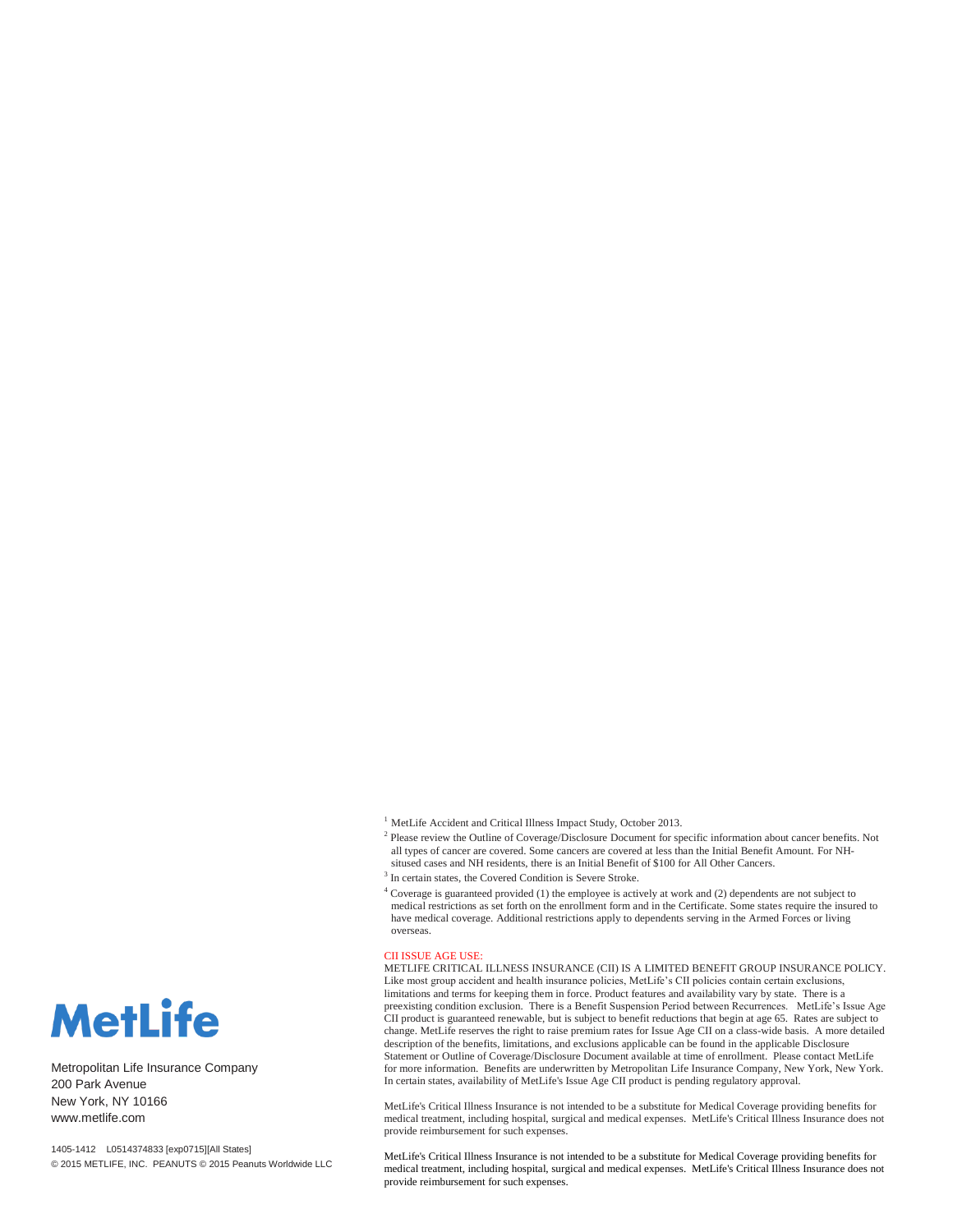[1] MetLife Accident and Critical Illness Impact Study, October 2013.

[2] Please review the Outline of Coverage/Disclosure Document for specific information about cancer benefits. Not all types of cancer are covered. Some cancers are covered at less than the Initial Benefit Amount. For NH-sitused cases and NH residents, there is an Initial Benefit of $100 for All Other Cancers.

[3] In certain states, the Covered Condition is Severe Stroke.

[4] Coverage is guaranteed provided (1) the employee is actively at work and (2) dependents are not subject to medical restrictions as set forth on the enrollment form and in the Certificate. Some states require the insured to have medical coverage. Additional restrictions apply to dependents serving in the Armed Forces or living overseas.

CII ISSUE AGE USE:

METLIFE CRITICAL ILLNESS INSURANCE (CII) IS A LIMITED BENEFIT GROUP INSURANCE POLICY. Like most group accident and health insurance policies, MetLife's CII policies contain certain exclusions, limitations and terms for keeping them in force. Product features and availability vary by state. There is a preexisting condition exclusion. There is a Benefit Suspension Period between Recurrences. MetLife's Issue Age CII product is guaranteed renewable, but is subject to benefit reductions that begin at age 65. Rates are subject to change. MetLife reserves the right to raise premium rates for Issue Age CII on a class-wide basis. A more detailed description of the benefits, limitations, and exclusions applicable can be found in the applicable Disclosure Statement or Outline of Coverage/Disclosure Document available at time of enrollment. Please contact MetLife for more information. Benefits are underwritten by Metropolitan Life Insurance Company, New York, New York. In certain states, availability of MetLife's Issue Age CII product is pending regulatory approval.

MetLife's Critical Illness Insurance is not intended to be a substitute for Medical Coverage providing benefits for medical treatment, including hospital, surgical and medical expenses. MetLife's Critical Illness Insurance does not provide reimbursement for such expenses.

MetLife's Critical Illness Insurance is not intended to be a substitute for Medical Coverage providing benefits for medical treatment, including hospital, surgical and medical expenses. MetLife's Critical Illness Insurance does not provide reimbursement for such expenses.

**MetLife**

Metropolitan Life Insurance Company
200 Park Avenue
New York, NY 10166
www.metlife.com

1405-1412 L0514374833 [exp0715][All States]
© 2015 METLIFE, INC. PEANUTS © 2015 Peanuts Worldwide LLC